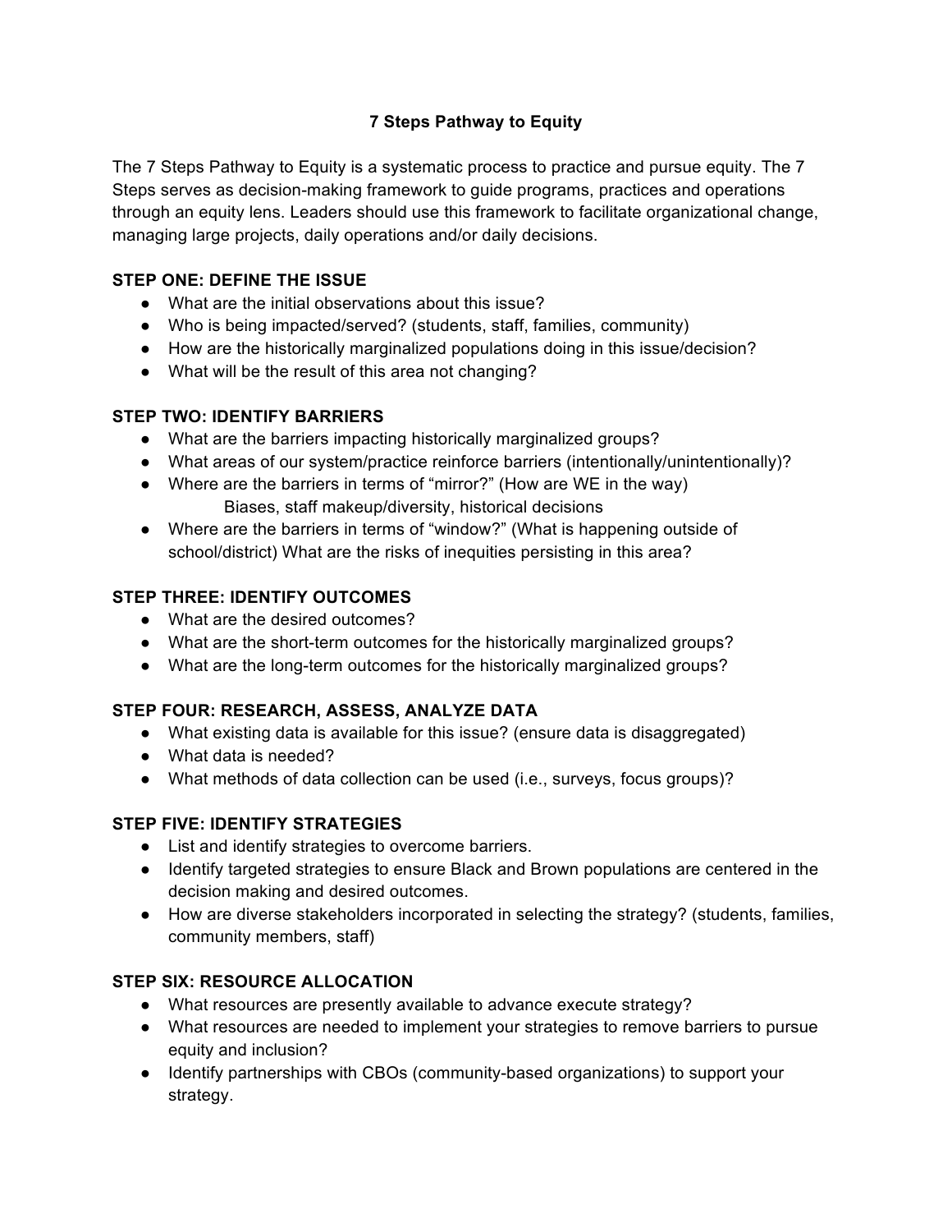# 7 Steps Pathway to Equity

The 7 Steps Pathway to Equity is a systematic process to practice and pursue equity. The 7 Steps serves as decision-making framework to guide programs, practices and operations through an equity lens. Leaders should use this framework to facilitate organizational change, managing large projects, daily operations and/or daily decisions.

## STEP ONE: DEFINE THE ISSUE

- What are the initial observations about this issue?
- Who is being impacted/served? (students, staff, families, community)
- How are the historically marginalized populations doing in this issue/decision?
- What will be the result of this area not changing?

## STEP TWO: IDENTIFY BARRIERS

- What are the barriers impacting historically marginalized groups?
- What areas of our system/practice reinforce barriers (intentionally/unintentionally)?
- Where are the barriers in terms of "mirror?" (How are WE in the way)
  Biases, staff makeup/diversity, historical decisions
- Where are the barriers in terms of "window?" (What is happening outside of school/district) What are the risks of inequities persisting in this area?

## STEP THREE: IDENTIFY OUTCOMES

- What are the desired outcomes?
- What are the short-term outcomes for the historically marginalized groups?
- What are the long-term outcomes for the historically marginalized groups?

## STEP FOUR: RESEARCH, ASSESS, ANALYZE DATA

- What existing data is available for this issue? (ensure data is disaggregated)
- What data is needed?
- What methods of data collection can be used (i.e., surveys, focus groups)?

## STEP FIVE: IDENTIFY STRATEGIES

- List and identify strategies to overcome barriers.
- Identify targeted strategies to ensure Black and Brown populations are centered in the decision making and desired outcomes.
- How are diverse stakeholders incorporated in selecting the strategy? (students, families, community members, staff)

## STEP SIX: RESOURCE ALLOCATION

- What resources are presently available to advance execute strategy?
- What resources are needed to implement your strategies to remove barriers to pursue equity and inclusion?
- Identify partnerships with CBOs (community-based organizations) to support your strategy.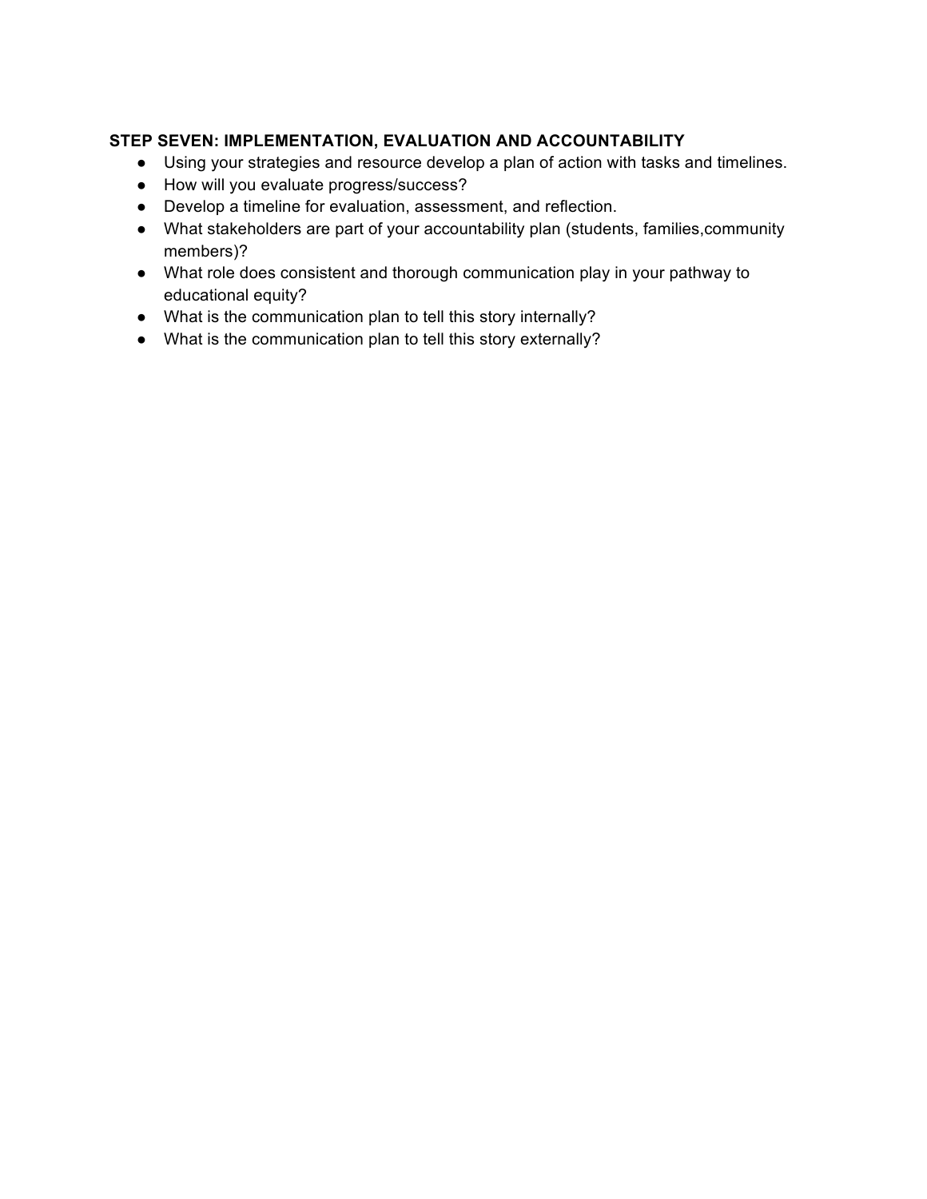**STEP SEVEN: IMPLEMENTATION, EVALUATION AND ACCOUNTABILITY**

- Using your strategies and resource develop a plan of action with tasks and timelines.
- How will you evaluate progress/success?
- Develop a timeline for evaluation, assessment, and reflection.
- What stakeholders are part of your accountability plan (students, families,community members)?
- What role does consistent and thorough communication play in your pathway to educational equity?
- What is the communication plan to tell this story internally?
- What is the communication plan to tell this story externally?